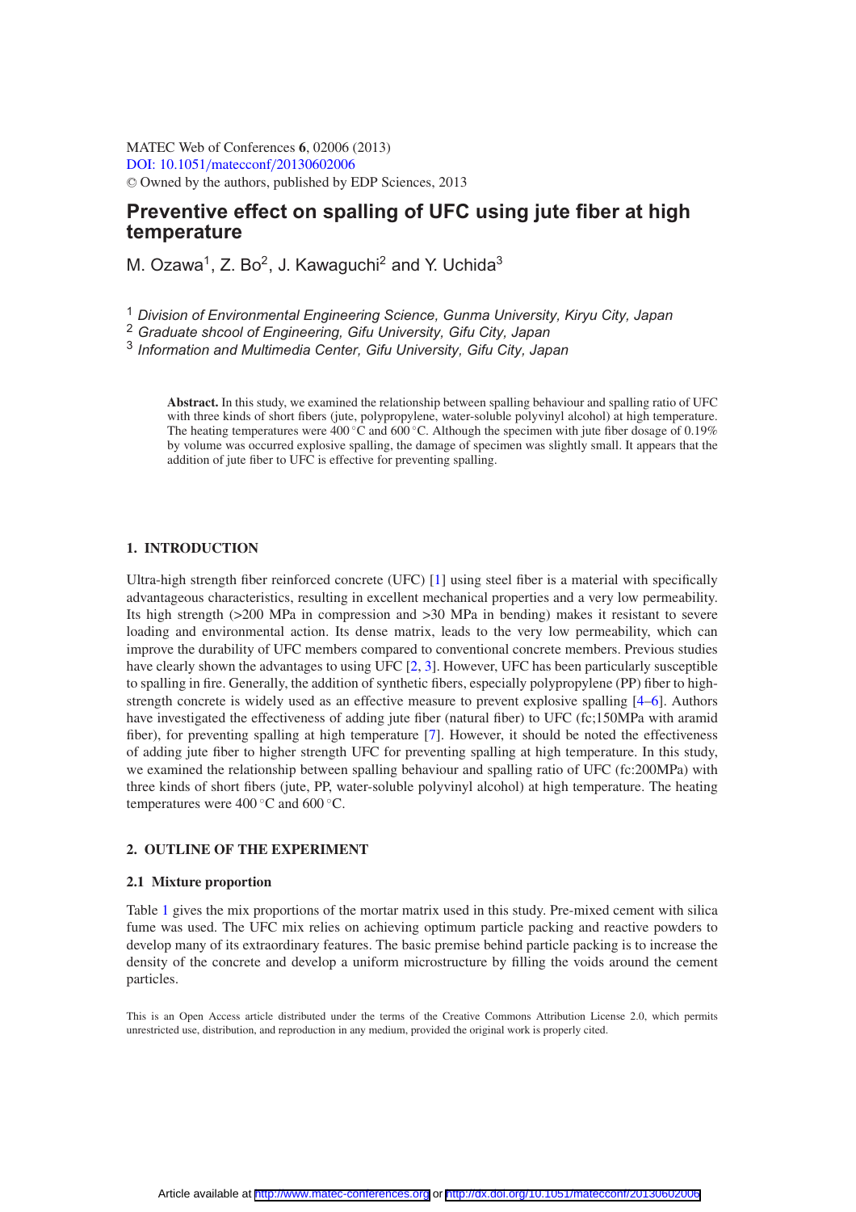# Preventive effect on spalling of UFC using jute fiber at high temperature

M. Ozawa[1], Z. Bo[2], J. Kawaguchi[2] and Y. Uchida[3]

[1] *Division of Environmental Engineering Science, Gunma University, Kiryu City, Japan*
[2] *Graduate shcool of Engineering, Gifu University, Gifu City, Japan*
[3] *Information and Multimedia Center, Gifu University, Gifu City, Japan*

**Abstract.** In this study, we examined the relationship between spalling behaviour and spalling ratio of UFC with three kinds of short fibers (jute, polypropylene, water-soluble polyvinyl alcohol) at high temperature. The heating temperatures were 400 °C and 600 °C. Although the specimen with jute fiber dosage of 0.19% by volume was occurred explosive spalling, the damage of specimen was slightly small. It appears that the addition of jute fiber to UFC is effective for preventing spalling.

## 1. INTRODUCTION

Ultra-high strength fiber reinforced concrete (UFC) [1] using steel fiber is a material with specifically advantageous characteristics, resulting in excellent mechanical properties and a very low permeability. Its high strength (>200 MPa in compression and >30 MPa in bending) makes it resistant to severe loading and environmental action. Its dense matrix, leads to the very low permeability, which can improve the durability of UFC members compared to conventional concrete members. Previous studies have clearly shown the advantages to using UFC [2, 3]. However, UFC has been particularly susceptible to spalling in fire. Generally, the addition of synthetic fibers, especially polypropylene (PP) fiber to high-strength concrete is widely used as an effective measure to prevent explosive spalling [4–6]. Authors have investigated the effectiveness of adding jute fiber (natural fiber) to UFC (fc;150MPa with aramid fiber), for preventing spalling at high temperature [7]. However, it should be noted the effectiveness of adding jute fiber to higher strength UFC for preventing spalling at high temperature. In this study, we examined the relationship between spalling behaviour and spalling ratio of UFC (fc:200MPa) with three kinds of short fibers (jute, PP, water-soluble polyvinyl alcohol) at high temperature. The heating temperatures were 400 °C and 600 °C.

## 2. OUTLINE OF THE EXPERIMENT

### 2.1 Mixture proportion

Table 1 gives the mix proportions of the mortar matrix used in this study. Pre-mixed cement with silica fume was used. The UFC mix relies on achieving optimum particle packing and reactive powders to develop many of its extraordinary features. The basic premise behind particle packing is to increase the density of the concrete and develop a uniform microstructure by filling the voids around the cement particles.

This is an Open Access article distributed under the terms of the Creative Commons Attribution License 2.0, which permits unrestricted use, distribution, and reproduction in any medium, provided the original work is properly cited.

Article available at http://www.matec-conferences.org or http://dx.doi.org/10.1051/matecconf/20130602006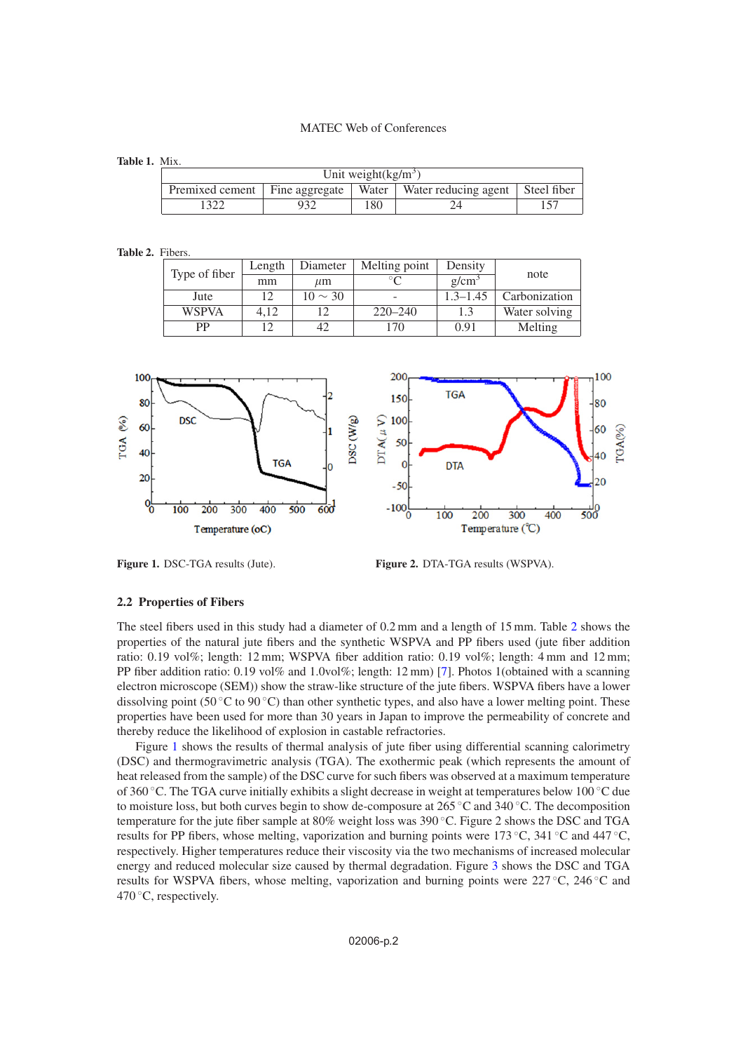**Table 1.** Mix.

| Unit weight(kg/m$^3$) | | | | |
|---|---|---|---|---|
| Premixed cement | Fine aggregate | Water | Water reducing agent | Steel fiber |
| 1322 | 932 | 180 | 24 | 157 |

**Table 2.** Fibers.

| Type of fiber | Length | Diameter | Melting point | Density | note |
|---|---|---|---|---|---|
| | mm | $\mu$m | °C | g/cm$^3$ | |
| Jute | 12 | 10 ~ 30 | - | 1.3–1.45 | Carbonization |
| WSPVA | 4,12 | 12 | 220–240 | 1.3 | Water solving |
| PP | 12 | 42 | 170 | 0.91 | Melting |

**Figure 1.** DSC-TGA results (Jute).

**Figure 2.** DTA-TGA results (WSPVA).

## 2.2 Properties of Fibers

The steel fibers used in this study had a diameter of 0.2 mm and a length of 15 mm. Table 2 shows the properties of the natural jute fibers and the synthetic WSPVA and PP fibers used (jute fiber addition ratio: 0.19 vol%; length: 12 mm; WSPVA fiber addition ratio: 0.19 vol%; length: 4 mm and 12 mm; PP fiber addition ratio: 0.19 vol% and 1.0vol%; length: 12 mm) [7]. Photos 1(obtained with a scanning electron microscope (SEM)) show the straw-like structure of the jute fibers. WSPVA fibers have a lower dissolving point (50 °C to 90 °C) than other synthetic types, and also have a lower melting point. These properties have been used for more than 30 years in Japan to improve the permeability of concrete and thereby reduce the likelihood of explosion in castable refractories.

Figure 1 shows the results of thermal analysis of jute fiber using differential scanning calorimetry (DSC) and thermogravimetric analysis (TGA). The exothermic peak (which represents the amount of heat released from the sample) of the DSC curve for such fibers was observed at a maximum temperature of 360 °C. The TGA curve initially exhibits a slight decrease in weight at temperatures below 100 °C due to moisture loss, but both curves begin to show de-composure at 265 °C and 340 °C. The decomposition temperature for the jute fiber sample at 80% weight loss was 390 °C. Figure 2 shows the DSC and TGA results for PP fibers, whose melting, vaporization and burning points were 173 °C, 341 °C and 447 °C, respectively. Higher temperatures reduce their viscosity via the two mechanisms of increased molecular energy and reduced molecular size caused by thermal degradation. Figure 3 shows the DSC and TGA results for WSPVA fibers, whose melting, vaporization and burning points were 227 °C, 246 °C and 470 °C, respectively.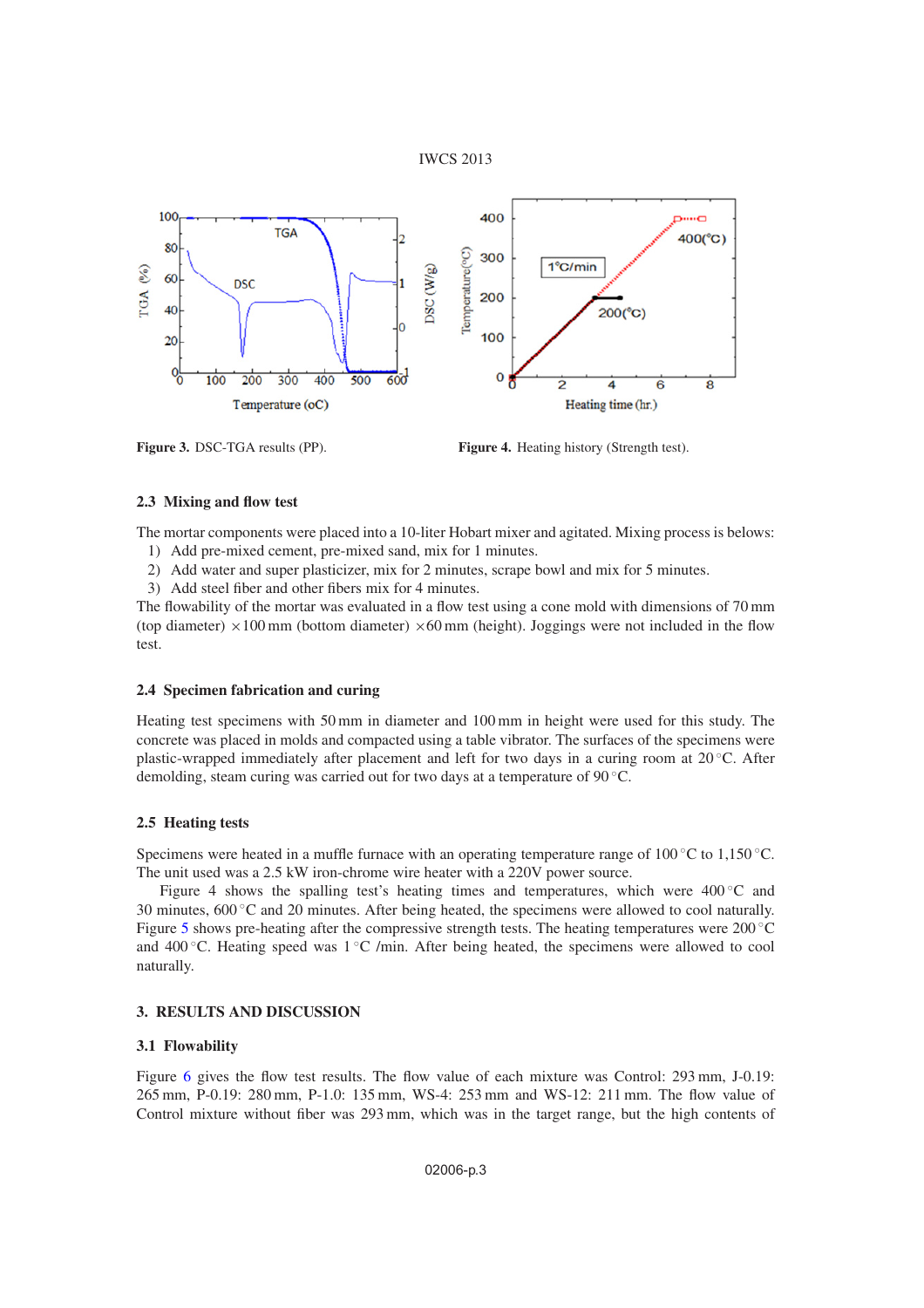**Figure 3.** DSC-TGA results (PP).

**Figure 4.** Heating history (Strength test).

### 2.3 Mixing and flow test

The mortar components were placed into a 10-liter Hobart mixer and agitated. Mixing process is belows:

1) Add pre-mixed cement, pre-mixed sand, mix for 1 minutes.
2) Add water and super plasticizer, mix for 2 minutes, scrape bowl and mix for 5 minutes.
3) Add steel fiber and other fibers mix for 4 minutes.

The flowability of the mortar was evaluated in a flow test using a cone mold with dimensions of 70 mm (top diameter) ×100 mm (bottom diameter) ×60 mm (height). Joggings were not included in the flow test.

### 2.4 Specimen fabrication and curing

Heating test specimens with 50 mm in diameter and 100 mm in height were used for this study. The concrete was placed in molds and compacted using a table vibrator. The surfaces of the specimens were plastic-wrapped immediately after placement and left for two days in a curing room at 20 °C. After demolding, steam curing was carried out for two days at a temperature of 90 °C.

### 2.5 Heating tests

Specimens were heated in a muffle furnace with an operating temperature range of 100 °C to 1,150 °C. The unit used was a 2.5 kW iron-chrome wire heater with a 220V power source.

Figure 4 shows the spalling test's heating times and temperatures, which were 400 °C and 30 minutes, 600 °C and 20 minutes. After being heated, the specimens were allowed to cool naturally. Figure 5 shows pre-heating after the compressive strength tests. The heating temperatures were 200 °C and 400 °C. Heating speed was 1 °C /min. After being heated, the specimens were allowed to cool naturally.

## 3. RESULTS AND DISCUSSION

### 3.1 Flowability

Figure 6 gives the flow test results. The flow value of each mixture was Control: 293 mm, J-0.19: 265 mm, P-0.19: 280 mm, P-1.0: 135 mm, WS-4: 253 mm and WS-12: 211 mm. The flow value of Control mixture without fiber was 293 mm, which was in the target range, but the high contents of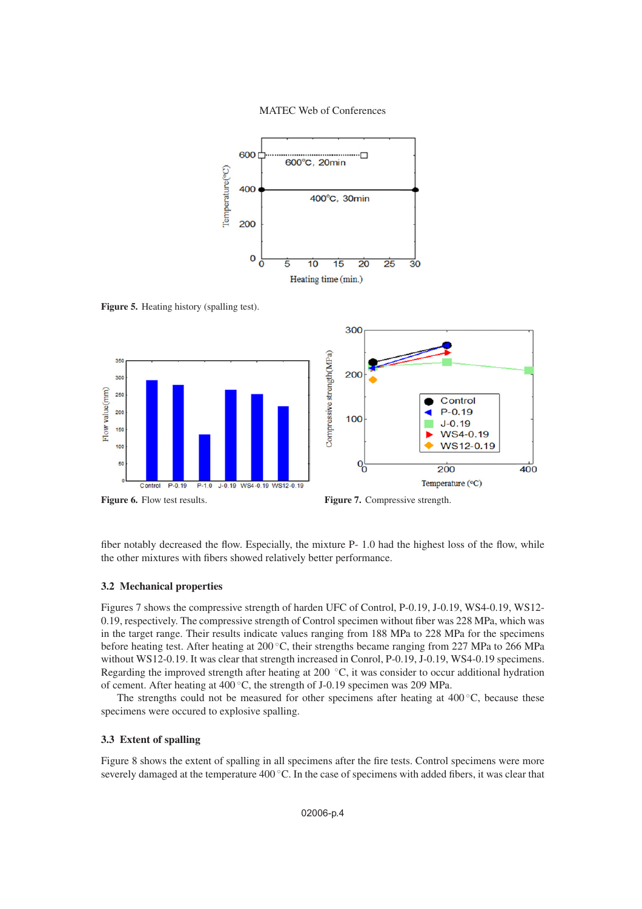Figure 5. Heating history (spalling test).

Figure 6. Flow test results.

Figure 7. Compressive strength.

fiber notably decreased the flow. Especially, the mixture P- 1.0 had the highest loss of the flow, while the other mixtures with fibers showed relatively better performance.

### 3.2 Mechanical properties

Figures 7 shows the compressive strength of harden UFC of Control, P-0.19, J-0.19, WS4-0.19, WS12-0.19, respectively. The compressive strength of Control specimen without fiber was 228 MPa, which was in the target range. Their results indicate values ranging from 188 MPa to 228 MPa for the specimens before heating test. After heating at 200 °C, their strengths became ranging from 227 MPa to 266 MPa without WS12-0.19. It was clear that strength increased in Conrol, P-0.19, J-0.19, WS4-0.19 specimens. Regarding the improved strength after heating at 200 °C, it was consider to occur additional hydration of cement. After heating at 400 °C, the strength of J-0.19 specimen was 209 MPa.

The strengths could not be measured for other specimens after heating at 400 °C, because these specimens were occured to explosive spalling.

### 3.3 Extent of spalling

Figure 8 shows the extent of spalling in all specimens after the fire tests. Control specimens were more severely damaged at the temperature 400 °C. In the case of specimens with added fibers, it was clear that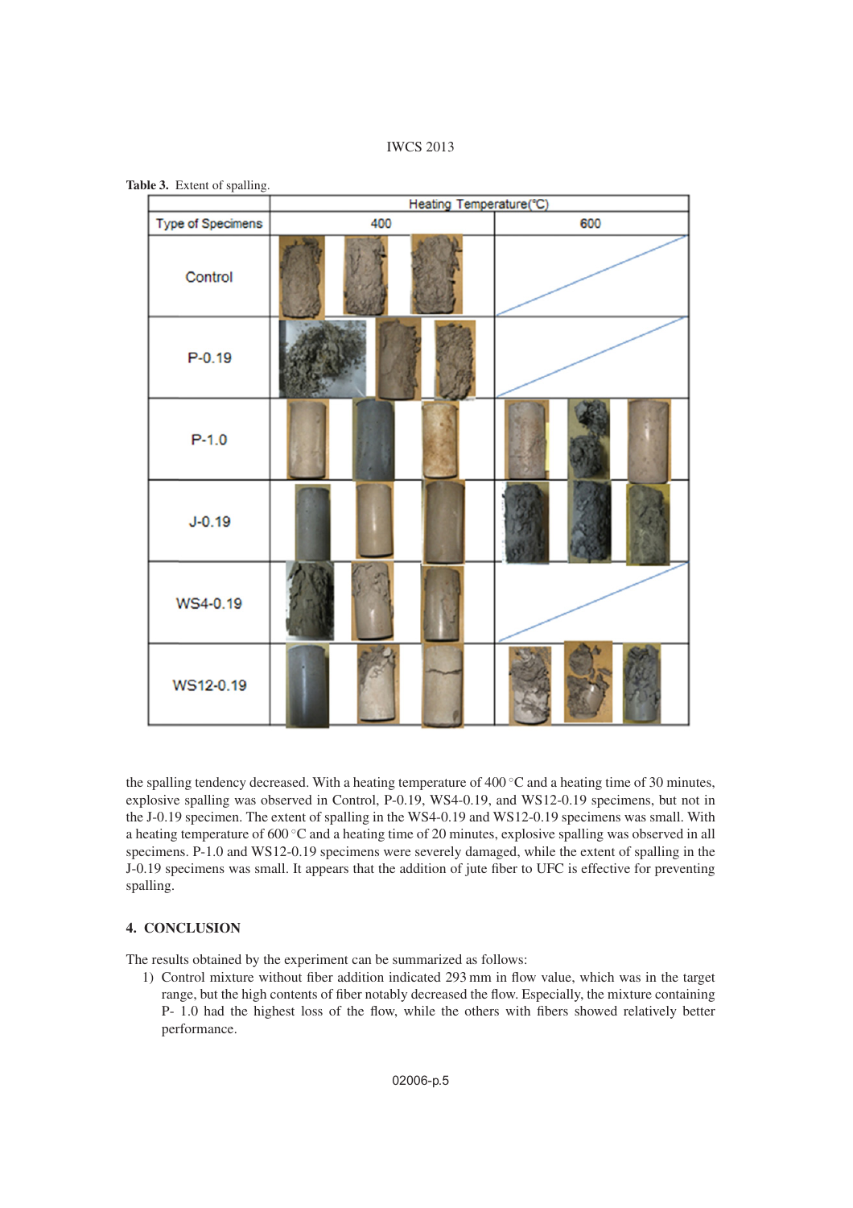**Table 3.** Extent of spalling.

| Type of Specimens | Heating Temperature(°C) | |
|---|---|---|
| | 400 | 600 |
| Control | | |
| P-0.19 | | |
| P-1.0 | | |
| J-0.19 | | |
| WS4-0.19 | | |
| WS12-0.19 | | |

the spalling tendency decreased. With a heating temperature of 400 °C and a heating time of 30 minutes, explosive spalling was observed in Control, P-0.19, WS4-0.19, and WS12-0.19 specimens, but not in the J-0.19 specimen. The extent of spalling in the WS4-0.19 and WS12-0.19 specimens was small. With a heating temperature of 600 °C and a heating time of 20 minutes, explosive spalling was observed in all specimens. P-1.0 and WS12-0.19 specimens were severely damaged, while the extent of spalling in the J-0.19 specimens was small. It appears that the addition of jute fiber to UFC is effective for preventing spalling.

## 4. CONCLUSION

The results obtained by the experiment can be summarized as follows:

1) Control mixture without fiber addition indicated 293 mm in flow value, which was in the target range, but the high contents of fiber notably decreased the flow. Especially, the mixture containing P- 1.0 had the highest loss of the flow, while the others with fibers showed relatively better performance.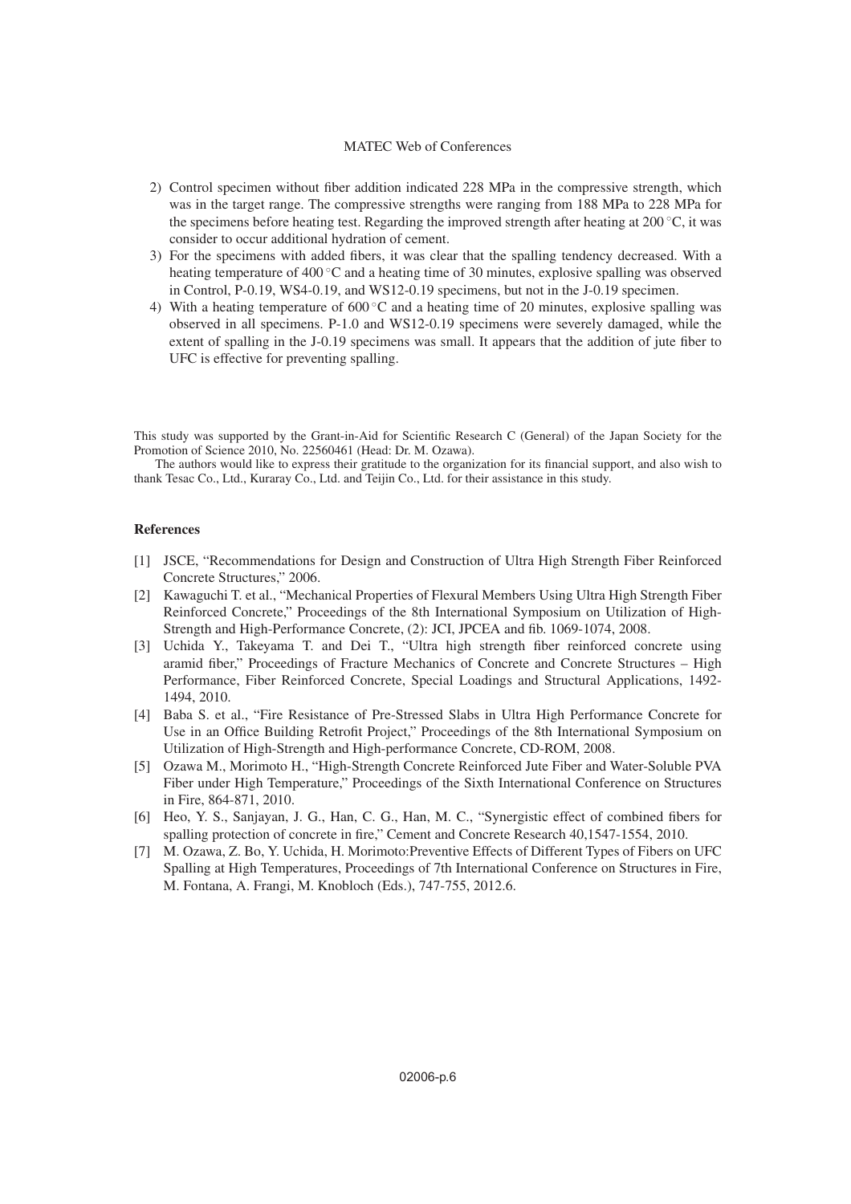2) Control specimen without fiber addition indicated 228 MPa in the compressive strength, which was in the target range. The compressive strengths were ranging from 188 MPa to 228 MPa for the specimens before heating test. Regarding the improved strength after heating at 200 °C, it was consider to occur additional hydration of cement.
3) For the specimens with added fibers, it was clear that the spalling tendency decreased. With a heating temperature of 400 °C and a heating time of 30 minutes, explosive spalling was observed in Control, P-0.19, WS4-0.19, and WS12-0.19 specimens, but not in the J-0.19 specimen.
4) With a heating temperature of 600 °C and a heating time of 20 minutes, explosive spalling was observed in all specimens. P-1.0 and WS12-0.19 specimens were severely damaged, while the extent of spalling in the J-0.19 specimens was small. It appears that the addition of jute fiber to UFC is effective for preventing spalling.

This study was supported by the Grant-in-Aid for Scientific Research C (General) of the Japan Society for the Promotion of Science 2010, No. 22560461 (Head: Dr. M. Ozawa).

The authors would like to express their gratitude to the organization for its financial support, and also wish to thank Tesac Co., Ltd., Kuraray Co., Ltd. and Teijin Co., Ltd. for their assistance in this study.

## References

[1] JSCE, "Recommendations for Design and Construction of Ultra High Strength Fiber Reinforced Concrete Structures," 2006.

[2] Kawaguchi T. et al., "Mechanical Properties of Flexural Members Using Ultra High Strength Fiber Reinforced Concrete," Proceedings of the 8th International Symposium on Utilization of High-Strength and High-Performance Concrete, (2): JCI, JPCEA and fib. 1069-1074, 2008.

[3] Uchida Y., Takeyama T. and Dei T., "Ultra high strength fiber reinforced concrete using aramid fiber," Proceedings of Fracture Mechanics of Concrete and Concrete Structures – High Performance, Fiber Reinforced Concrete, Special Loadings and Structural Applications, 1492-1494, 2010.

[4] Baba S. et al., "Fire Resistance of Pre-Stressed Slabs in Ultra High Performance Concrete for Use in an Office Building Retrofit Project," Proceedings of the 8th International Symposium on Utilization of High-Strength and High-performance Concrete, CD-ROM, 2008.

[5] Ozawa M., Morimoto H., "High-Strength Concrete Reinforced Jute Fiber and Water-Soluble PVA Fiber under High Temperature," Proceedings of the Sixth International Conference on Structures in Fire, 864-871, 2010.

[6] Heo, Y. S., Sanjayan, J. G., Han, C. G., Han, M. C., "Synergistic effect of combined fibers for spalling protection of concrete in fire," Cement and Concrete Research 40,1547-1554, 2010.

[7] M. Ozawa, Z. Bo, Y. Uchida, H. Morimoto:Preventive Effects of Different Types of Fibers on UFC Spalling at High Temperatures, Proceedings of 7th International Conference on Structures in Fire, M. Fontana, A. Frangi, M. Knobloch (Eds.), 747-755, 2012.6.